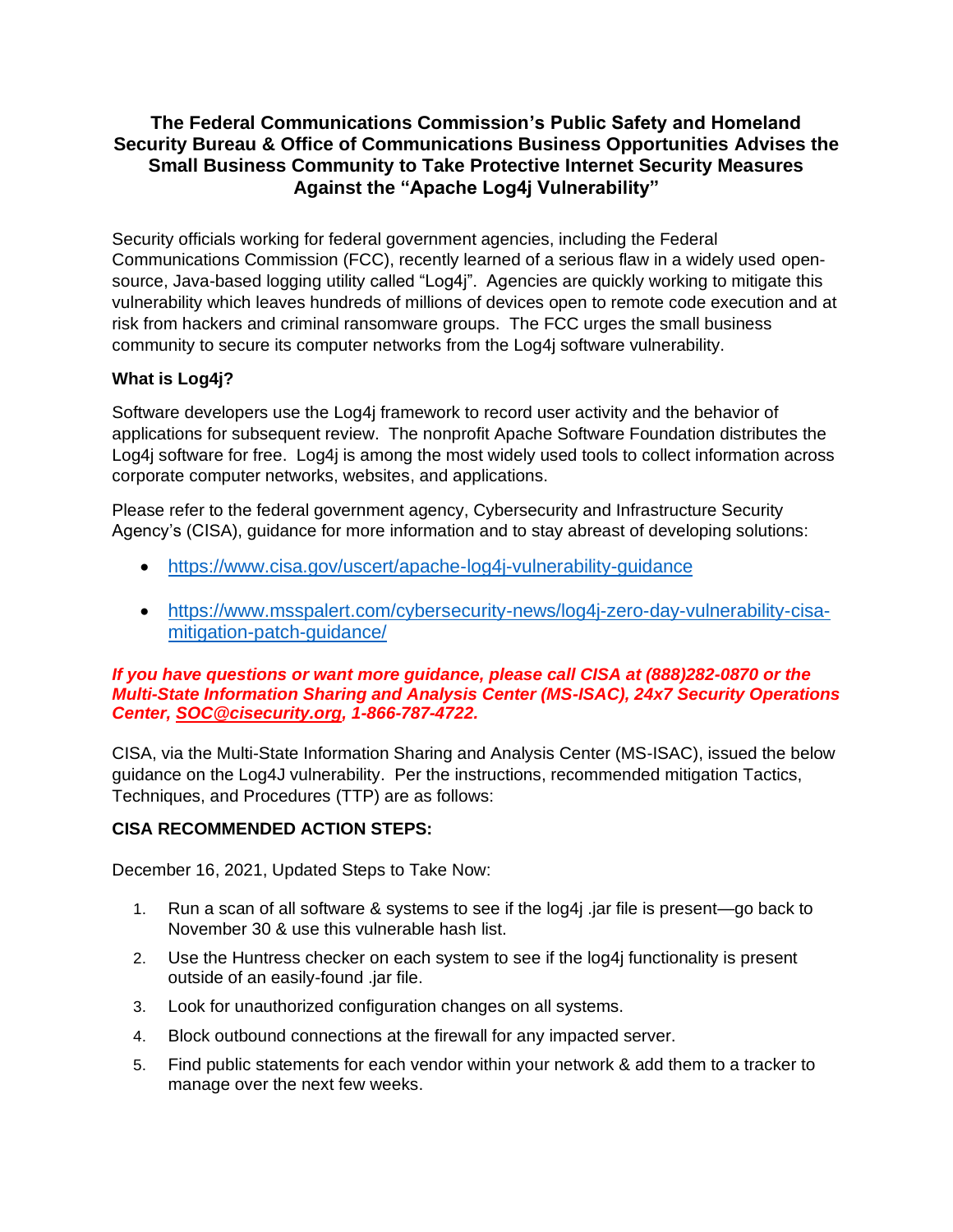# The Federal Communications Commission's Public Safety and Homeland Security Bureau & Office of Communications Business Opportunities Advises the Small Business Community to Take Protective Internet Security Measures Against the "Apache Log4j Vulnerability"

Security officials working for federal government agencies, including the Federal Communications Commission (FCC), recently learned of a serious flaw in a widely used open-source, Java-based logging utility called "Log4j". Agencies are quickly working to mitigate this vulnerability which leaves hundreds of millions of devices open to remote code execution and at risk from hackers and criminal ransomware groups. The FCC urges the small business community to secure its computer networks from the Log4j software vulnerability.

**What is Log4j?**

Software developers use the Log4j framework to record user activity and the behavior of applications for subsequent review. The nonprofit Apache Software Foundation distributes the Log4j software for free. Log4j is among the most widely used tools to collect information across corporate computer networks, websites, and applications.

Please refer to the federal government agency, Cybersecurity and Infrastructure Security Agency's (CISA), guidance for more information and to stay abreast of developing solutions:

- https://www.cisa.gov/uscert/apache-log4j-vulnerability-guidance
- https://www.msspalert.com/cybersecurity-news/log4j-zero-day-vulnerability-cisa-mitigation-patch-guidance/

***If you have questions or want more guidance, please call CISA at (888)282-0870 or the Multi-State Information Sharing and Analysis Center (MS-ISAC), 24x7 Security Operations Center, SOC@cisecurity.org, 1-866-787-4722.***

CISA, via the Multi-State Information Sharing and Analysis Center (MS-ISAC), issued the below guidance on the Log4J vulnerability. Per the instructions, recommended mitigation Tactics, Techniques, and Procedures (TTP) are as follows:

**CISA RECOMMENDED ACTION STEPS:**

December 16, 2021, Updated Steps to Take Now:

1. Run a scan of all software & systems to see if the log4j .jar file is present—go back to November 30 & use this vulnerable hash list.
2. Use the Huntress checker on each system to see if the log4j functionality is present outside of an easily-found .jar file.
3. Look for unauthorized configuration changes on all systems.
4. Block outbound connections at the firewall for any impacted server.
5. Find public statements for each vendor within your network & add them to a tracker to manage over the next few weeks.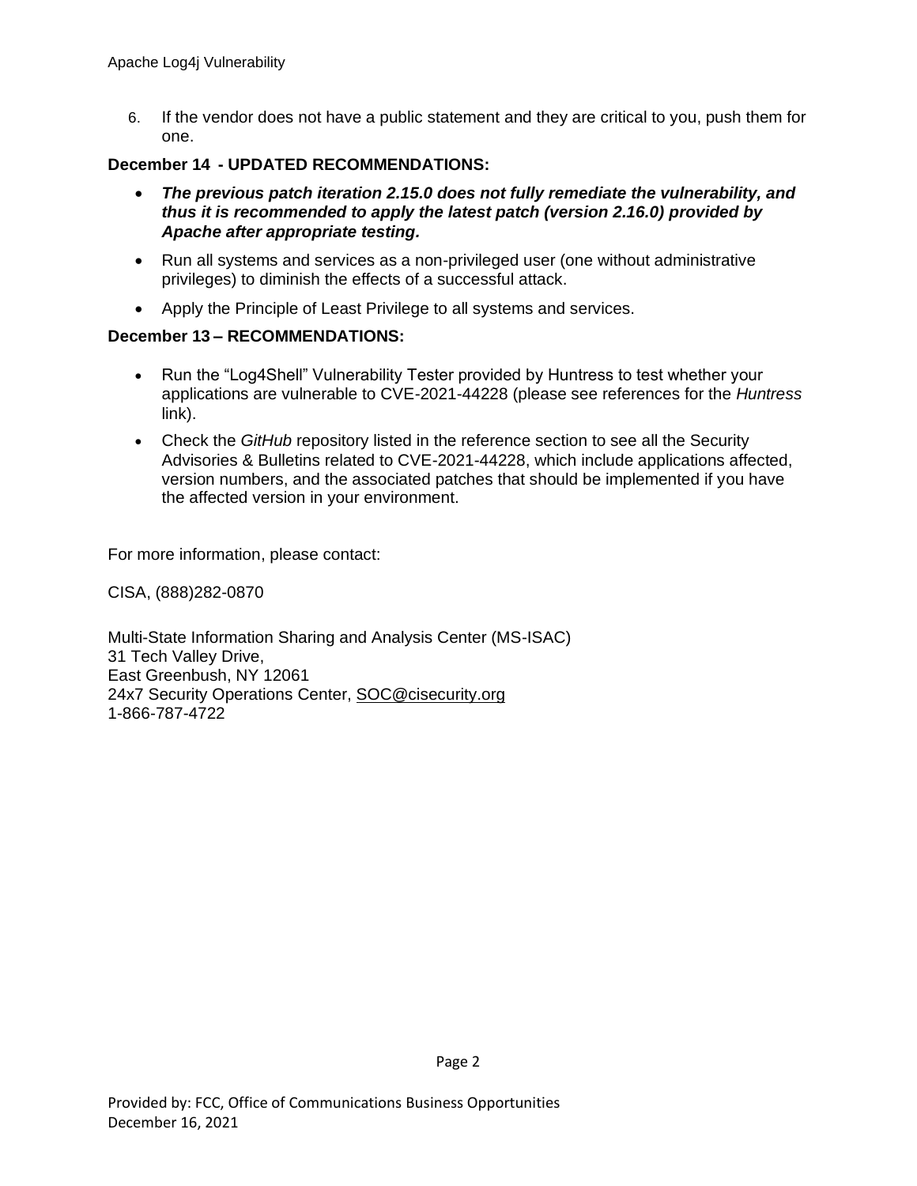6. If the vendor does not have a public statement and they are critical to you, push them for one.

**December 14 - UPDATED RECOMMENDATIONS:**

- ***The previous patch iteration 2.15.0 does not fully remediate the vulnerability, and thus it is recommended to apply the latest patch (version 2.16.0) provided by Apache after appropriate testing.***
- Run all systems and services as a non-privileged user (one without administrative privileges) to diminish the effects of a successful attack.
- Apply the Principle of Least Privilege to all systems and services.

**December 13 – RECOMMENDATIONS:**

- Run the "Log4Shell" Vulnerability Tester provided by Huntress to test whether your applications are vulnerable to CVE-2021-44228 (please see references for the *Huntress* link).
- Check the *GitHub* repository listed in the reference section to see all the Security Advisories & Bulletins related to CVE-2021-44228, which include applications affected, version numbers, and the associated patches that should be implemented if you have the affected version in your environment.

For more information, please contact:

CISA, (888)282-0870

Multi-State Information Sharing and Analysis Center (MS-ISAC)
31 Tech Valley Drive,
East Greenbush, NY 12061
24x7 Security Operations Center, SOC@cisecurity.org
1-866-787-4722

Provided by: FCC, Office of Communications Business Opportunities
December 16, 2021